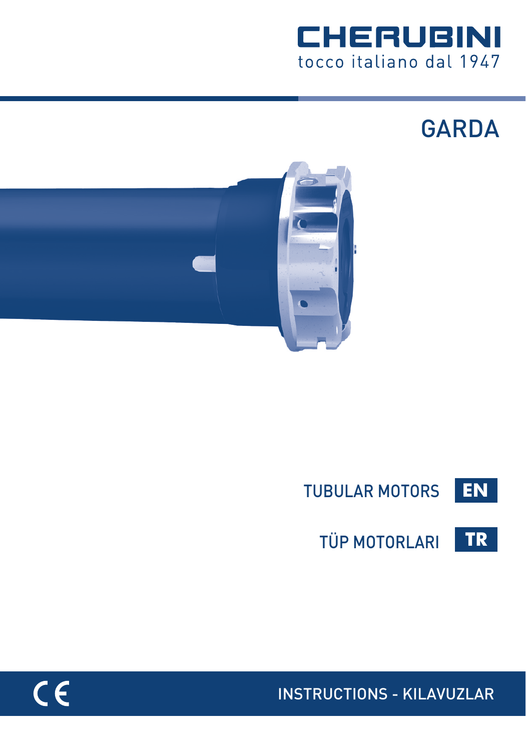# CHERUBINI

tocco italiano dal 1947

# GARDA

TUBULAR MOTORS **EN**

TÜP MOTORLARI **TR**

CE

INSTRUCTIONS - KILAVUZLAR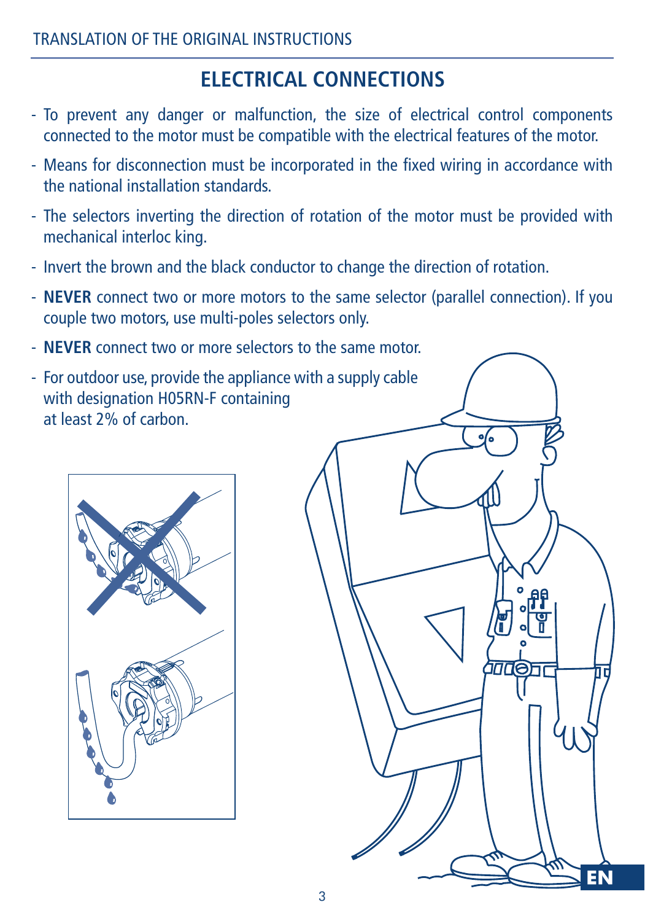## ELECTRICAL CONNECTIONS

- To prevent any danger or malfunction, the size of electrical control components connected to the motor must be compatible with the electrical features of the motor.
- Means for disconnection must be incorporated in the fixed wiring in accordance with the national installation standards.
- The selectors inverting the direction of rotation of the motor must be provided with mechanical interloc king.
- Invert the brown and the black conductor to change the direction of rotation.
- **NEVER** connect two or more motors to the same selector (parallel connection). If you couple two motors, use multi-poles selectors only.
- **NEVER** connect two or more selectors to the same motor.
- For outdoor use, provide the appliance with a supply cable with designation H05RN-F containing at least 2% of carbon.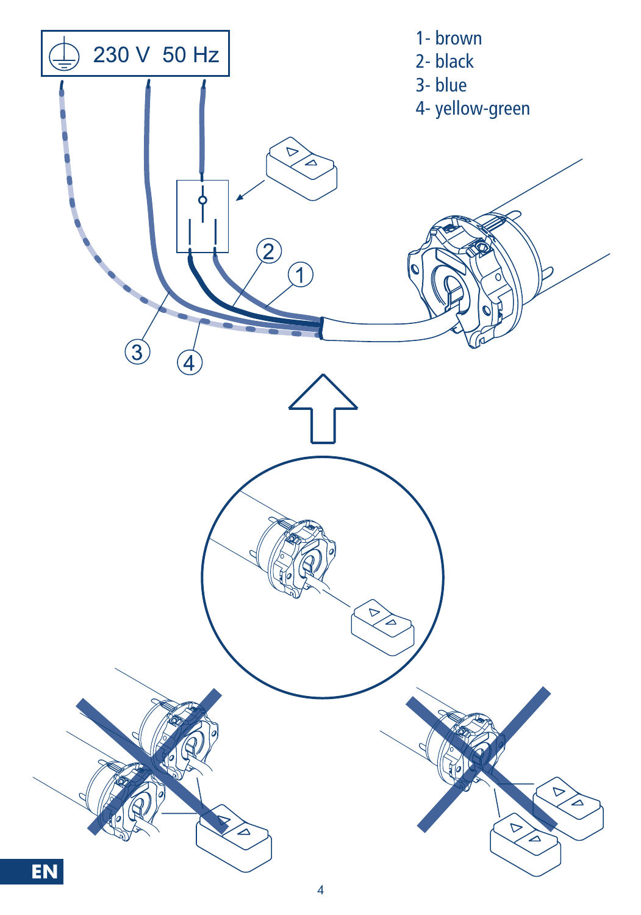230 V 50 Hz

1- brown
2- black
3- blue
4- yellow-green

EN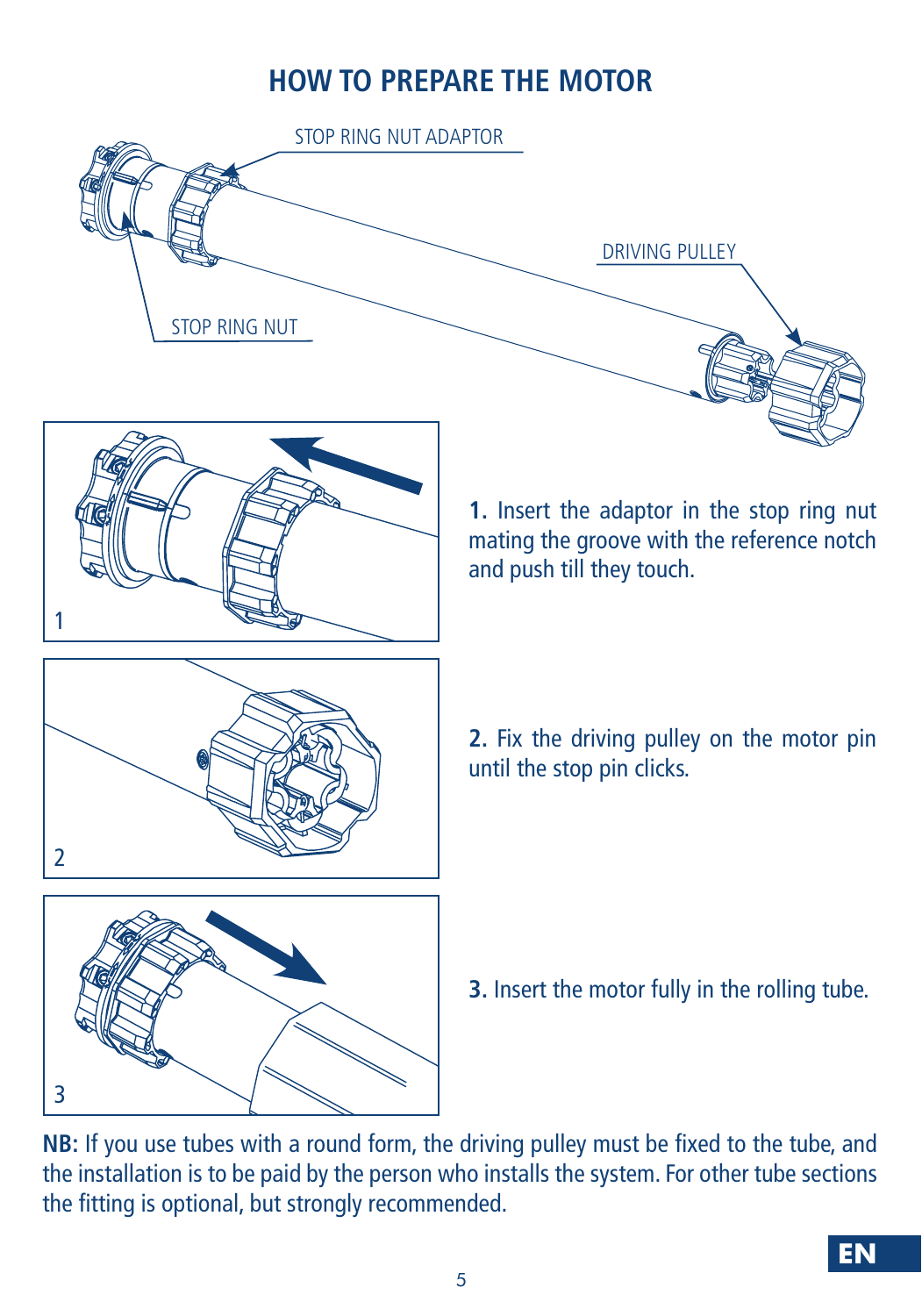# HOW TO PREPARE THE MOTOR

STOP RING NUT ADAPTOR

DRIVING PULLEY

STOP RING NUT

**1.** Insert the adaptor in the stop ring nut mating the groove with the reference notch and push till they touch.

**2.** Fix the driving pulley on the motor pin until the stop pin clicks.

**3.** Insert the motor fully in the rolling tube.

**NB:** If you use tubes with a round form, the driving pulley must be fixed to the tube, and the installation is to be paid by the person who installs the system. For other tube sections the fitting is optional, but strongly recommended.

EN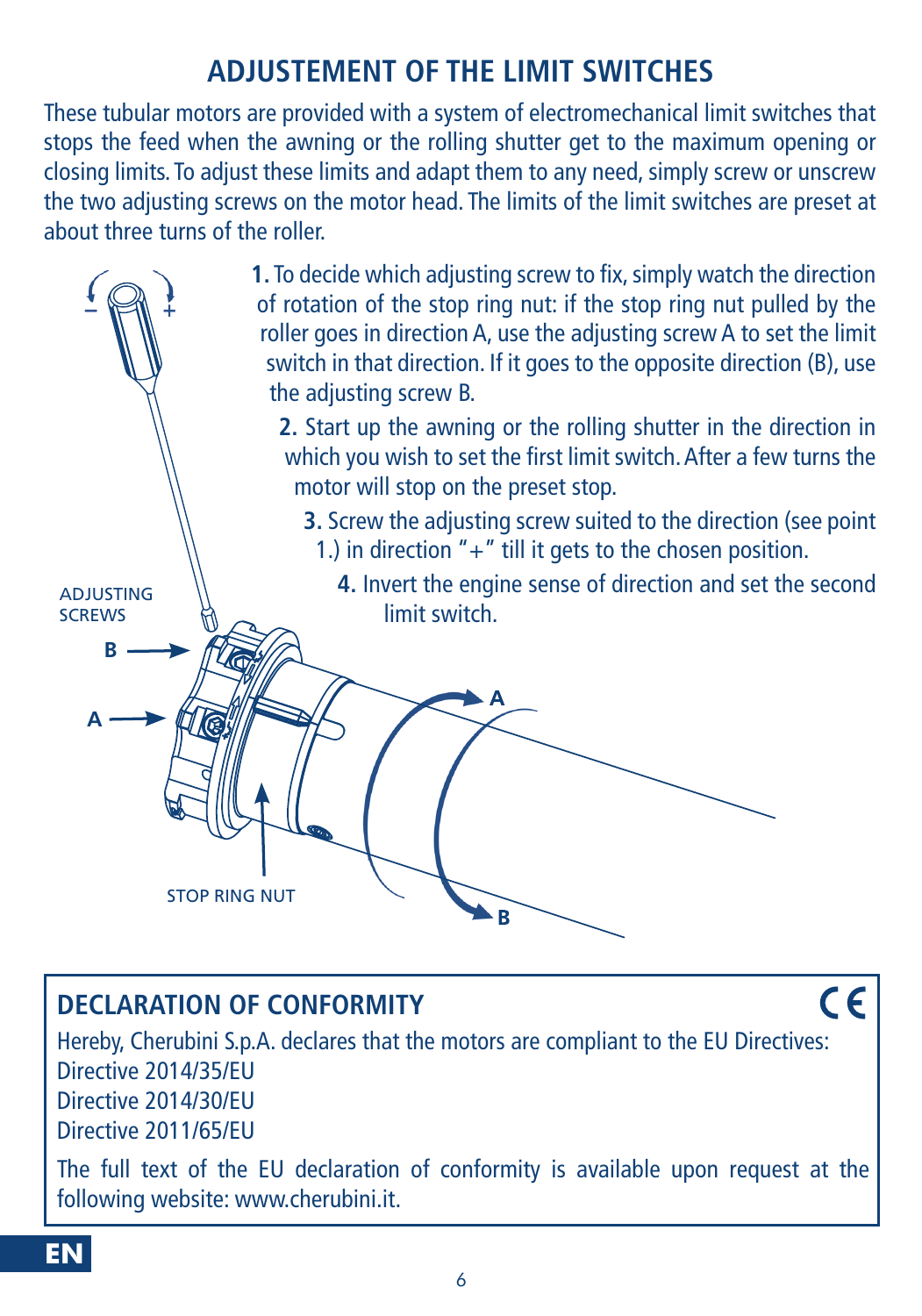## ADJUSTEMENT OF THE LIMIT SWITCHES

These tubular motors are provided with a system of electromechanical limit switches that stops the feed when the awning or the rolling shutter get to the maximum opening or closing limits. To adjust these limits and adapt them to any need, simply screw or unscrew the two adjusting screws on the motor head. The limits of the limit switches are preset at about three turns of the roller.

1. To decide which adjusting screw to fix, simply watch the direction of rotation of the stop ring nut: if the stop ring nut pulled by the roller goes in direction A, use the adjusting screw A to set the limit switch in that direction. If it goes to the opposite direction (B), use the adjusting screw B.
2. Start up the awning or the rolling shutter in the direction in which you wish to set the first limit switch. After a few turns the motor will stop on the preset stop.
3. Screw the adjusting screw suited to the direction (see point 1.) in direction "+" till it gets to the chosen position.
4. Invert the engine sense of direction and set the second limit switch.

ADJUSTING SCREWS

B

A

STOP RING NUT

A

B

## DECLARATION OF CONFORMITY

CE

Hereby, Cherubini S.p.A. declares that the motors are compliant to the EU Directives:
Directive 2014/35/EU
Directive 2014/30/EU
Directive 2011/65/EU

The full text of the EU declaration of conformity is available upon request at the following website: www.cherubini.it.

EN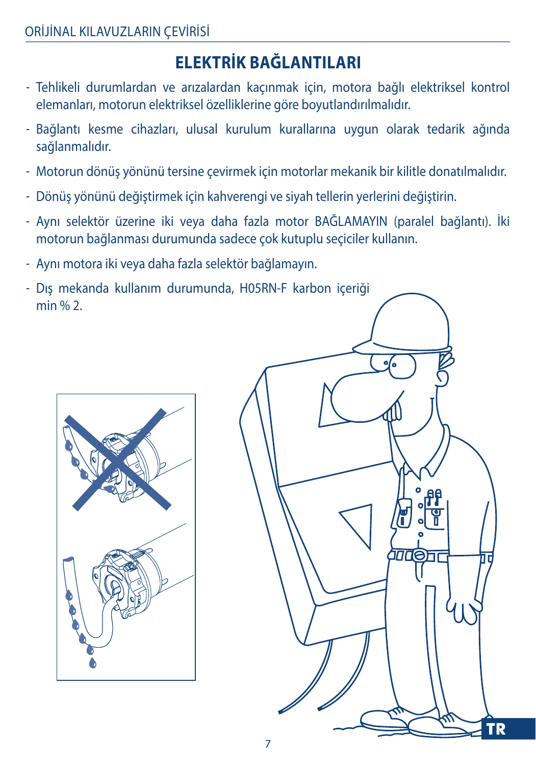# ELEKTRİK BAĞLANTILARI

- Tehlikeli durumlardan ve arızalardan kaçınmak için, motora bağlı elektriksel kontrol elemanları, motorun elektriksel özelliklerine göre boyutlandırılmalıdır.
- Bağlantı kesme cihazları, ulusal kurulum kurallarına uygun olarak tedarik ağında sağlanmalıdır.
- Motorun dönüş yönünü tersine çevirmek için motorlar mekanik bir kilitle donatılmalıdır.
- Dönüş yönünü değiştirmek için kahverengi ve siyah tellerin yerlerini değiştirin.
- Aynı selektör üzerine iki veya daha fazla motor BAĞLAMAYIN (paralel bağlantı). İki motorun bağlanması durumunda sadece çok kutuplu seçiciler kullanın.
- Aynı motora iki veya daha fazla selektör bağlamayın.
- Dış mekanda kullanım durumunda, H05RN-F karbon içeriği min % 2.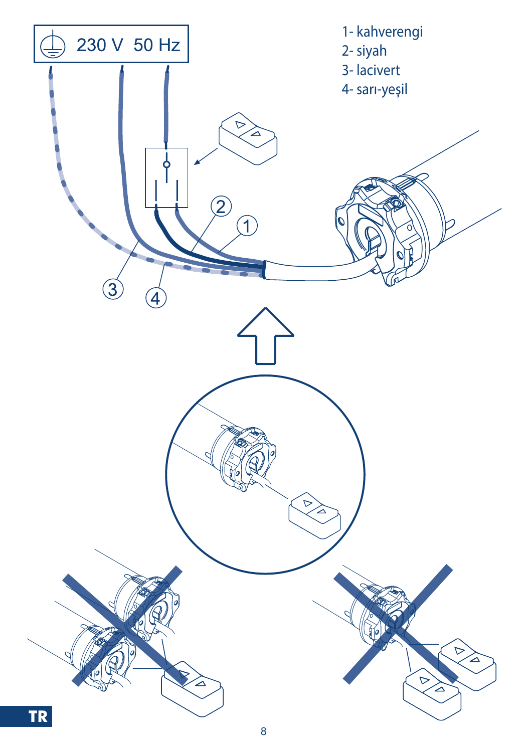230 V 50 Hz

1- kahverengi
2- siyah
3- lacivert
4- sarı-yeşil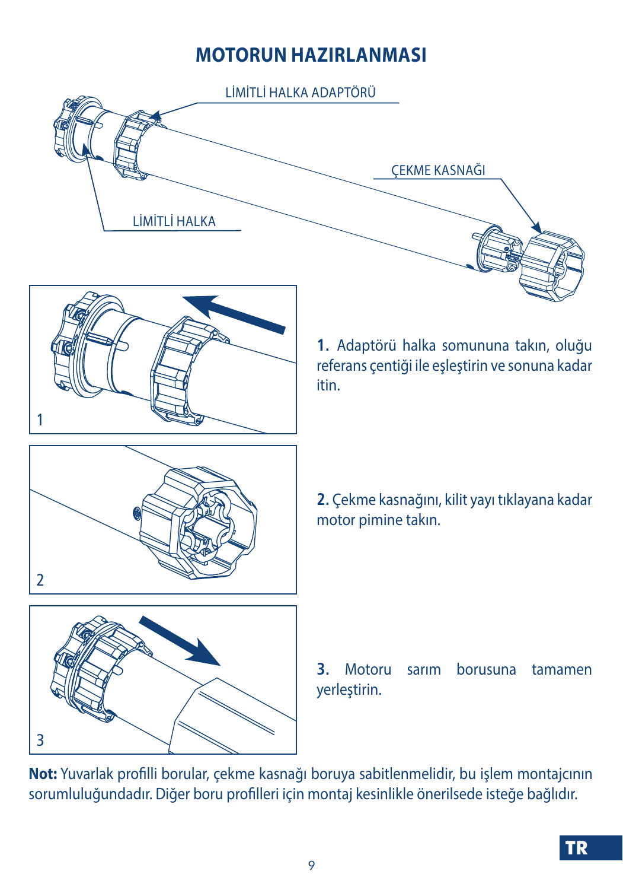# MOTORUN HAZIRLANMASI

LİMİTLİ HALKA ADAPTÖRÜ

ÇEKME KASNAĞI

LİMİTLİ HALKA

1

**1.** Adaptörü halka somununa takın, oluğu referans çentiği ile eşleştirin ve sonuna kadar itin.

2

**2.** Çekme kasnağını, kilit yayı tıklayana kadar motor pimine takın.

3

**3.** Motoru sarım borusuna tamamen yerleştirin.

**Not:** Yuvarlak profilli borular, çekme kasnağı boruya sabitlenmelidir, bu işlem montajcının sorumluluğundadır. Diğer boru profilleri için montaj kesinlikle önerilsede isteğe bağlıdır.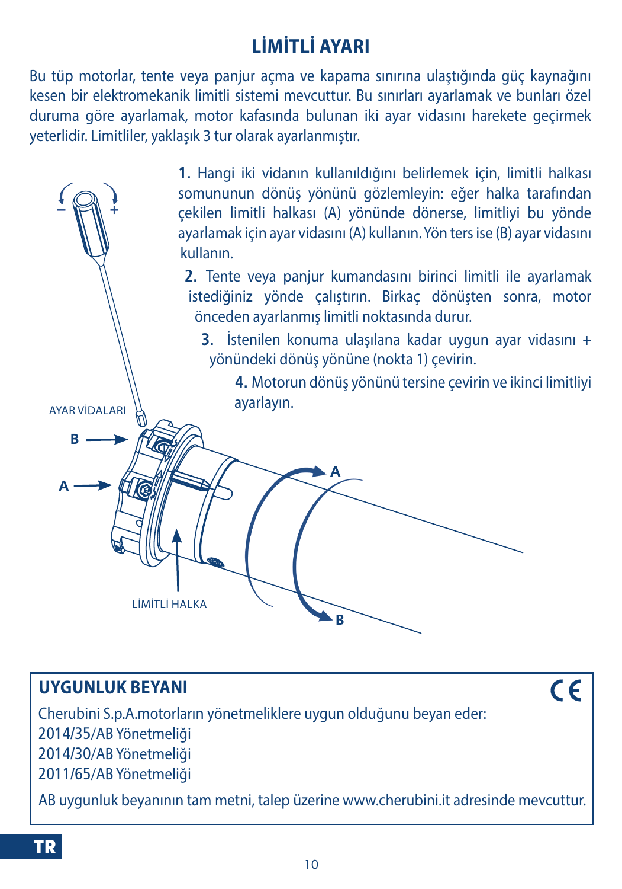# LİMİTLİ AYARI

Bu tüp motorlar, tente veya panjur açma ve kapama sınırına ulaştığında güç kaynağını kesen bir elektromekanik limitli sistemi mevcuttur. Bu sınırları ayarlamak ve bunları özel duruma göre ayarlamak, motor kafasında bulunan iki ayar vidasını harekete geçirmek yeterlidir. Limitliler, yaklaşık 3 tur olarak ayarlanmıştır.

**1.** Hangi iki vidanın kullanıldığını belirlemek için, limitli halkası somununun dönüş yönünü gözlemleyin: eğer halka tarafından çekilen limitli halkası (A) yönünde dönerse, limitliyi bu yönde ayarlamak için ayar vidasını (A) kullanın. Yön ters ise (B) ayar vidasını kullanın.

**2.** Tente veya panjur kumandasını birinci limitli ile ayarlamak istediğiniz yönde çalıştırın. Birkaç dönüşten sonra, motor önceden ayarlanmış limitli noktasında durur.

**3.** İstenilen konuma ulaşılana kadar uygun ayar vidasını + yönündeki dönüş yönüne (nokta 1) çevirin.

**4.** Motorun dönüş yönünü tersine çevirin ve ikinci limitliyi ayarlayın.

AYAR VİDALARI

B

A

LİMİTLİ HALKA

## UYGUNLUK BEYANI

CE

Cherubini S.p.A.motorların yönetmeliklere uygun olduğunu beyan eder:
2014/35/AB Yönetmeliği
2014/30/AB Yönetmeliği
2011/65/AB Yönetmeliği

AB uygunluk beyanının tam metni, talep üzerine www.cherubini.it adresinde mevcuttur.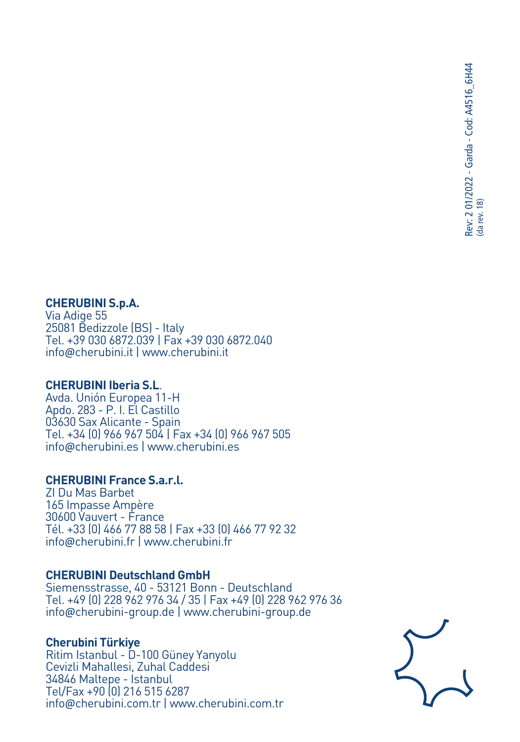Rev: 2 01/2022 - Garda - Cod: A4516_6H44
(da rev. 18)

**CHERUBINI S.p.A.**
Via Adige 55
25081 Bedizzole (BS) - Italy
Tel. +39 030 6872.039 | Fax +39 030 6872.040
info@cherubini.it | www.cherubini.it

**CHERUBINI Iberia S.L.**
Avda. Unión Europea 11-H
Apdo. 283 - P. I. El Castillo
03630 Sax Alicante - Spain
Tel. +34 (0) 966 967 504 | Fax +34 (0) 966 967 505
info@cherubini.es | www.cherubini.es

**CHERUBINI France S.a.r.l.**
ZI Du Mas Barbet
165 Impasse Ampère
30600 Vauvert - France
Tél. +33 (0) 466 77 88 58 | Fax +33 (0) 466 77 92 32
info@cherubini.fr | www.cherubini.fr

**CHERUBINI Deutschland GmbH**
Siemensstrasse, 40 - 53121 Bonn - Deutschland
Tel. +49 (0) 228 962 976 34 / 35 | Fax +49 (0) 228 962 976 36
info@cherubini-group.de | www.cherubini-group.de

**Cherubini Türkiye**
Ritim Istanbul - D-100 Güney Yanyolu
Cevizli Mahallesi, Zuhal Caddesi
34846 Maltepe - Istanbul
Tel/Fax +90 (0) 216 515 6287
info@cherubini.com.tr | www.cherubini.com.tr